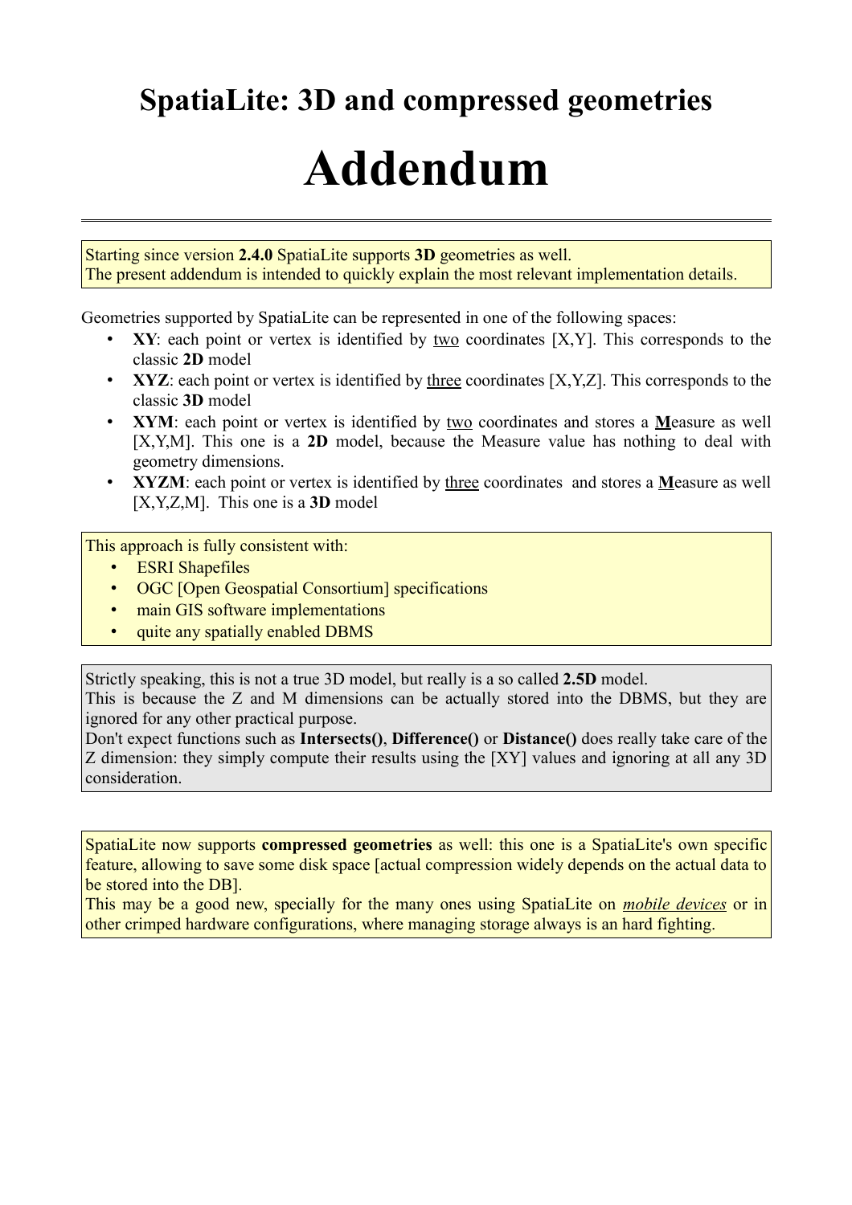# SpatiaLite: 3D and compressed geometries

# Addendum

Starting since version **2.4.0** SpatiaLite supports **3D** geometries as well.
The present addendum is intended to quickly explain the most relevant implementation details.

Geometries supported by SpatiaLite can be represented in one of the following spaces:

- **XY**: each point or vertex is identified by <u>two</u> coordinates [X,Y]. This corresponds to the classic **2D** model
- **XYZ**: each point or vertex is identified by <u>three</u> coordinates [X,Y,Z]. This corresponds to the classic **3D** model
- **XYM**: each point or vertex is identified by <u>two</u> coordinates and stores a **<u>M</u>**easure as well [X,Y,M]. This one is a **2D** model, because the Measure value has nothing to deal with geometry dimensions.
- **XYZM**: each point or vertex is identified by <u>three</u> coordinates and stores a **<u>M</u>**easure as well [X,Y,Z,M]. This one is a **3D** model

This approach is fully consistent with:

- ESRI Shapefiles
- OGC [Open Geospatial Consortium] specifications
- main GIS software implementations
- quite any spatially enabled DBMS

Strictly speaking, this is not a true 3D model, but really is a so called **2.5D** model.
This is because the Z and M dimensions can be actually stored into the DBMS, but they are ignored for any other practical purpose.
Don't expect functions such as **Intersects()**, **Difference()** or **Distance()** does really take care of the Z dimension: they simply compute their results using the [XY] values and ignoring at all any 3D consideration.

SpatiaLite now supports **compressed geometries** as well: this one is a SpatiaLite's own specific feature, allowing to save some disk space [actual compression widely depends on the actual data to be stored into the DB].
This may be a good new, specially for the many ones using SpatiaLite on *<u>mobile devices</u>* or in other crimped hardware configurations, where managing storage always is an hard fighting.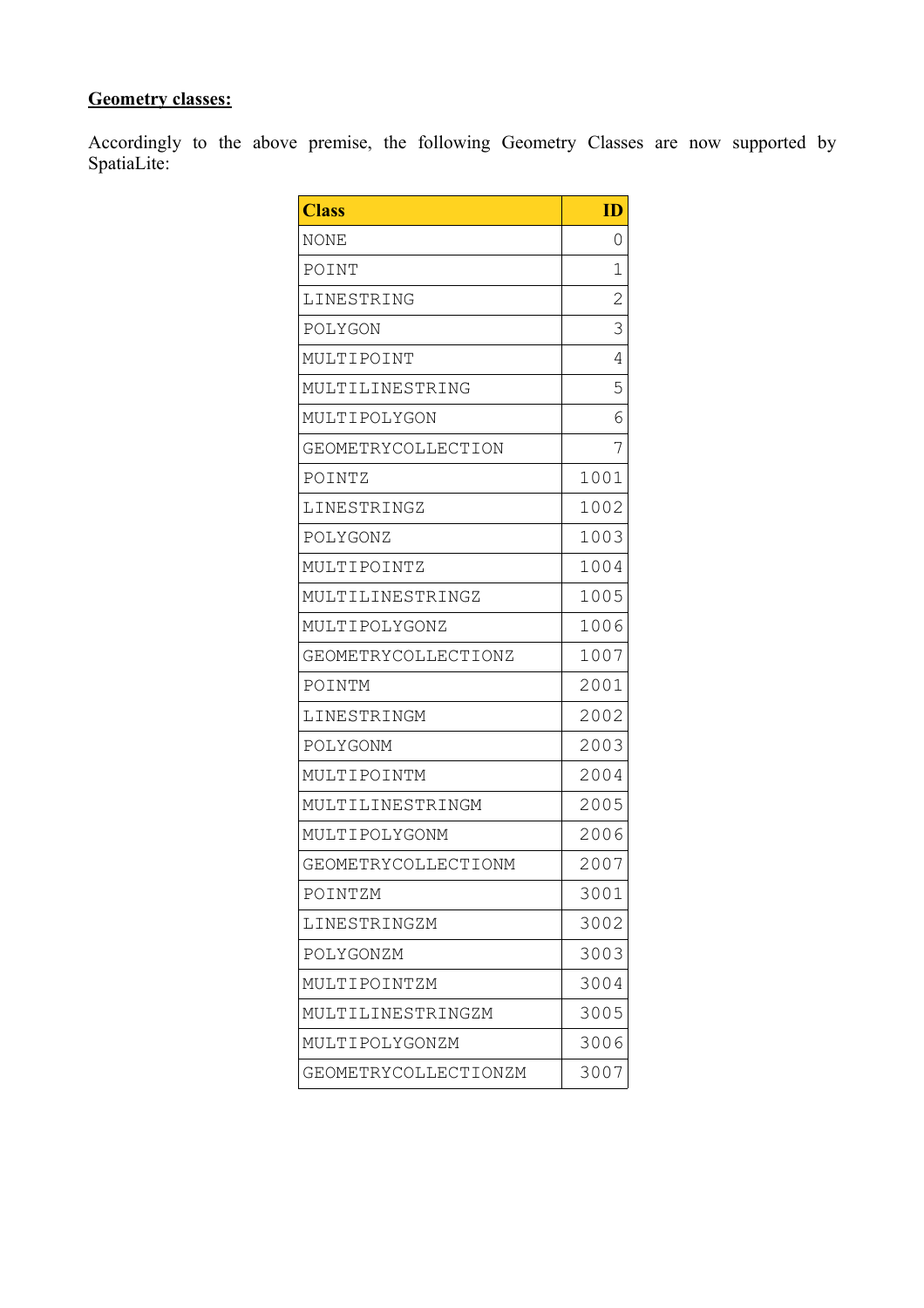**Geometry classes:**

Accordingly to the above premise, the following Geometry Classes are now supported by SpatiaLite:

| Class | ID |
|---|---|
| NONE | 0 |
| POINT | 1 |
| LINESTRING | 2 |
| POLYGON | 3 |
| MULTIPOINT | 4 |
| MULTILINESTRING | 5 |
| MULTIPOLYGON | 6 |
| GEOMETRYCOLLECTION | 7 |
| POINTZ | 1001 |
| LINESTRINGZ | 1002 |
| POLYGONZ | 1003 |
| MULTIPOINTZ | 1004 |
| MULTILINESTRINGZ | 1005 |
| MULTIPOLYGONZ | 1006 |
| GEOMETRYCOLLECTIONZ | 1007 |
| POINTM | 2001 |
| LINESTRINGM | 2002 |
| POLYGONM | 2003 |
| MULTIPOINTM | 2004 |
| MULTILINESTRINGM | 2005 |
| MULTIPOLYGONM | 2006 |
| GEOMETRYCOLLECTIONM | 2007 |
| POINTZM | 3001 |
| LINESTRINGZM | 3002 |
| POLYGONZM | 3003 |
| MULTIPOINTZM | 3004 |
| MULTILINESTRINGZM | 3005 |
| MULTIPOLYGONZM | 3006 |
| GEOMETRYCOLLECTIONZM | 3007 |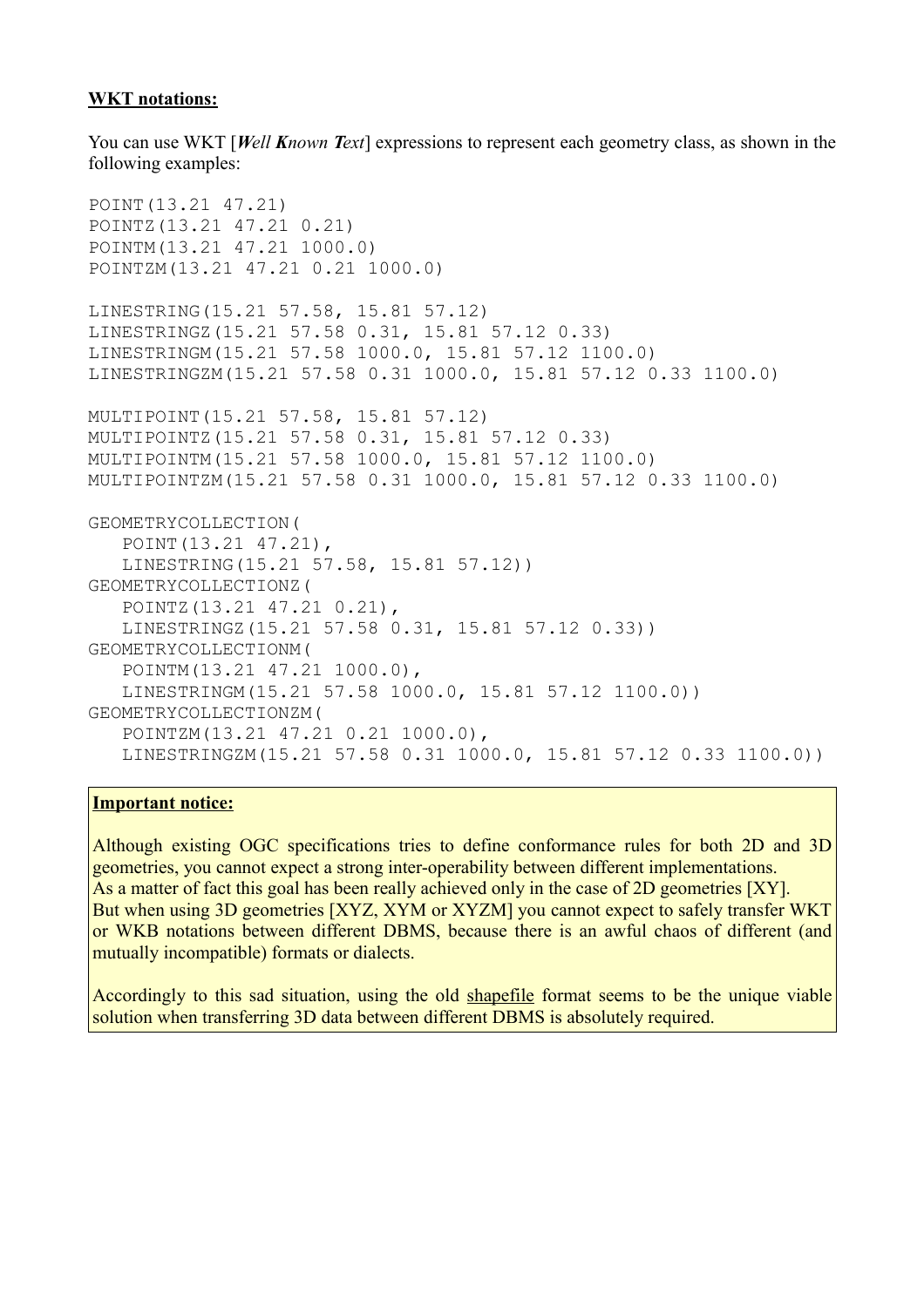**WKT notations:**

You can use WKT [***W****ell* ***K****nown* ***T****ext*] expressions to represent each geometry class, as shown in the following examples:

```
POINT(13.21 47.21)
POINTZ(13.21 47.21 0.21)
POINTM(13.21 47.21 1000.0)
POINTZM(13.21 47.21 0.21 1000.0)

LINESTRING(15.21 57.58, 15.81 57.12)
LINESTRINGZ(15.21 57.58 0.31, 15.81 57.12 0.33)
LINESTRINGM(15.21 57.58 1000.0, 15.81 57.12 1100.0)
LINESTRINGZM(15.21 57.58 0.31 1000.0, 15.81 57.12 0.33 1100.0)

MULTIPOINT(15.21 57.58, 15.81 57.12)
MULTIPOINTZ(15.21 57.58 0.31, 15.81 57.12 0.33)
MULTIPOINTM(15.21 57.58 1000.0, 15.81 57.12 1100.0)
MULTIPOINTZM(15.21 57.58 0.31 1000.0, 15.81 57.12 0.33 1100.0)

GEOMETRYCOLLECTION(
   POINT(13.21 47.21),
   LINESTRING(15.21 57.58, 15.81 57.12))
GEOMETRYCOLLECTIONZ(
   POINTZ(13.21 47.21 0.21),
   LINESTRINGZ(15.21 57.58 0.31, 15.81 57.12 0.33))
GEOMETRYCOLLECTIONM(
   POINTM(13.21 47.21 1000.0),
   LINESTRINGM(15.21 57.58 1000.0, 15.81 57.12 1100.0))
GEOMETRYCOLLECTIONZM(
   POINTZM(13.21 47.21 0.21 1000.0),
   LINESTRINGZM(15.21 57.58 0.31 1000.0, 15.81 57.12 0.33 1100.0))
```

**Important notice:**

Although existing OGC specifications tries to define conformance rules for both 2D and 3D geometries, you cannot expect a strong inter-operability between different implementations.
As a matter of fact this goal has been really achieved only in the case of 2D geometries [XY].
But when using 3D geometries [XYZ, XYM or XYZM] you cannot expect to safely transfer WKT or WKB notations between different DBMS, because there is an awful chaos of different (and mutually incompatible) formats or dialects.

Accordingly to this sad situation, using the old shapefile format seems to be the unique viable solution when transferring 3D data between different DBMS is absolutely required.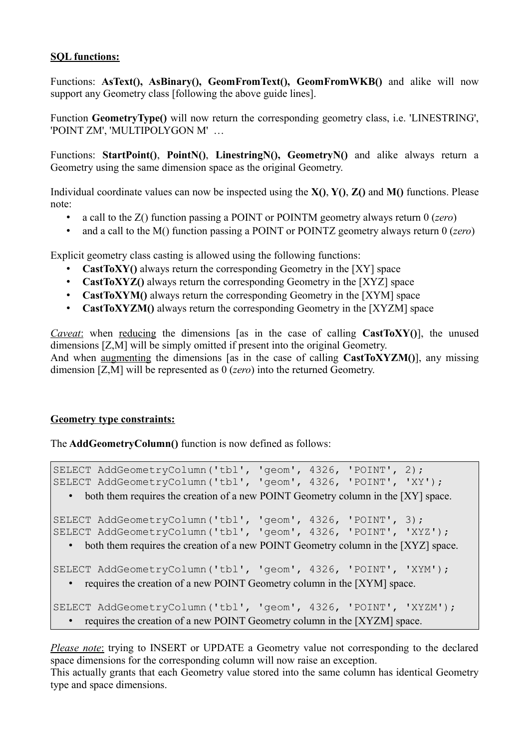**<u>SQL functions:</u>**

Functions: **AsText(), AsBinary(), GeomFromText(), GeomFromWKB()** and alike will now support any Geometry class [following the above guide lines].

Function **GeometryType()** will now return the corresponding geometry class, i.e. 'LINESTRING', 'POINT ZM', 'MULTIPOLYGON M' …

Functions: **StartPoint()**, **PointN()**, **LinestringN(), GeometryN()** and alike always return a Geometry using the same dimension space as the original Geometry.

Individual coordinate values can now be inspected using the **X()**, **Y()**, **Z()** and **M()** functions. Please note:

- a call to the Z() function passing a POINT or POINTM geometry always return 0 (*zero*)
- and a call to the M() function passing a POINT or POINTZ geometry always return 0 (*zero*)

Explicit geometry class casting is allowed using the following functions:

- **CastToXY()** always return the corresponding Geometry in the [XY] space
- **CastToXYZ()** always return the corresponding Geometry in the [XYZ] space
- **CastToXYM()** always return the corresponding Geometry in the [XYM] space
- **CastToXYZM()** always return the corresponding Geometry in the [XYZM] space

*<u>Caveat</u>*: when <u>reducing</u> the dimensions [as in the case of calling **CastToXY()**], the unused dimensions [Z,M] will be simply omitted if present into the original Geometry.
And when <u>augmenting</u> the dimensions [as in the case of calling **CastToXYZM()**], any missing dimension [Z,M] will be represented as 0 (*zero*) into the returned Geometry.

**<u>Geometry type constraints:</u>**

The **AddGeometryColumn()** function is now defined as follows:

```
SELECT AddGeometryColumn('tbl', 'geom', 4326, 'POINT', 2);
SELECT AddGeometryColumn('tbl', 'geom', 4326, 'POINT', 'XY');
```

- both them requires the creation of a new POINT Geometry column in the [XY] space.

```
SELECT AddGeometryColumn('tbl', 'geom', 4326, 'POINT', 3);
SELECT AddGeometryColumn('tbl', 'geom', 4326, 'POINT', 'XYZ');
```

- both them requires the creation of a new POINT Geometry column in the [XYZ] space.

```
SELECT AddGeometryColumn('tbl', 'geom', 4326, 'POINT', 'XYM');
```

- requires the creation of a new POINT Geometry column in the [XYM] space.

```
SELECT AddGeometryColumn('tbl', 'geom', 4326, 'POINT', 'XYZM');
```

- requires the creation of a new POINT Geometry column in the [XYZM] space.

*<u>Please note</u>*: trying to INSERT or UPDATE a Geometry value not corresponding to the declared space dimensions for the corresponding column will now raise an exception.
This actually grants that each Geometry value stored into the same column has identical Geometry type and space dimensions.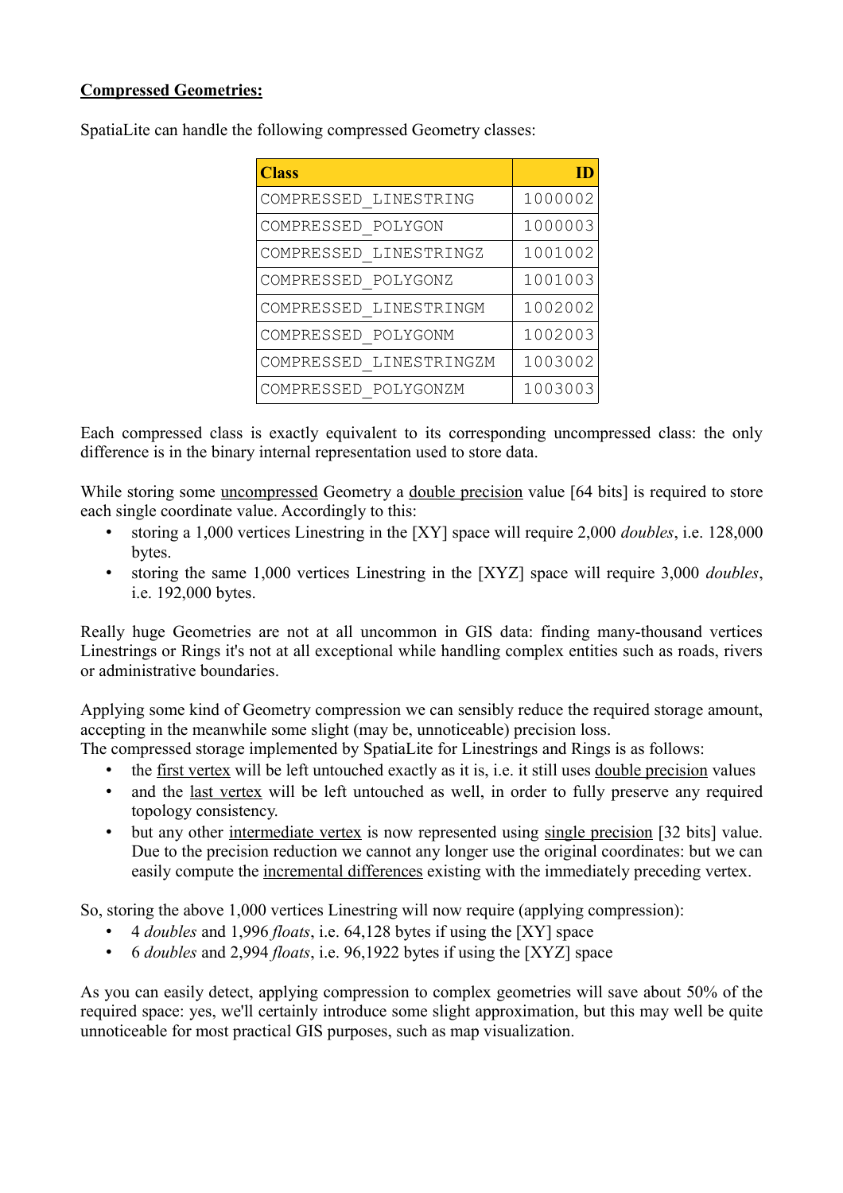**<u>Compressed Geometries:</u>**

SpatiaLite can handle the following compressed Geometry classes:

| Class | ID |
|---|---:|
| COMPRESSED_LINESTRING | 1000002 |
| COMPRESSED_POLYGON | 1000003 |
| COMPRESSED_LINESTRINGZ | 1001002 |
| COMPRESSED_POLYGONZ | 1001003 |
| COMPRESSED_LINESTRINGM | 1002002 |
| COMPRESSED_POLYGONM | 1002003 |
| COMPRESSED_LINESTRINGZM | 1003002 |
| COMPRESSED_POLYGONZM | 1003003 |

Each compressed class is exactly equivalent to its corresponding uncompressed class: the only difference is in the binary internal representation used to store data.

While storing some <u>uncompressed</u> Geometry a <u>double precision</u> value [64 bits] is required to store each single coordinate value. Accordingly to this:

- storing a 1,000 vertices Linestring in the [XY] space will require 2,000 *doubles*, i.e. 128,000 bytes.
- storing the same 1,000 vertices Linestring in the [XYZ] space will require 3,000 *doubles*, i.e. 192,000 bytes.

Really huge Geometries are not at all uncommon in GIS data: finding many-thousand vertices Linestrings or Rings it's not at all exceptional while handling complex entities such as roads, rivers or administrative boundaries.

Applying some kind of Geometry compression we can sensibly reduce the required storage amount, accepting in the meanwhile some slight (may be, unnoticeable) precision loss.
The compressed storage implemented by SpatiaLite for Linestrings and Rings is as follows:

- the <u>first vertex</u> will be left untouched exactly as it is, i.e. it still uses <u>double precision</u> values
- and the <u>last vertex</u> will be left untouched as well, in order to fully preserve any required topology consistency.
- but any other <u>intermediate vertex</u> is now represented using <u>single precision</u> [32 bits] value. Due to the precision reduction we cannot any longer use the original coordinates: but we can easily compute the <u>incremental differences</u> existing with the immediately preceding vertex.

So, storing the above 1,000 vertices Linestring will now require (applying compression):

- 4 *doubles* and 1,996 *floats*, i.e. 64,128 bytes if using the [XY] space
- 6 *doubles* and 2,994 *floats*, i.e. 96,1922 bytes if using the [XYZ] space

As you can easily detect, applying compression to complex geometries will save about 50% of the required space: yes, we'll certainly introduce some slight approximation, but this may well be quite unnoticeable for most practical GIS purposes, such as map visualization.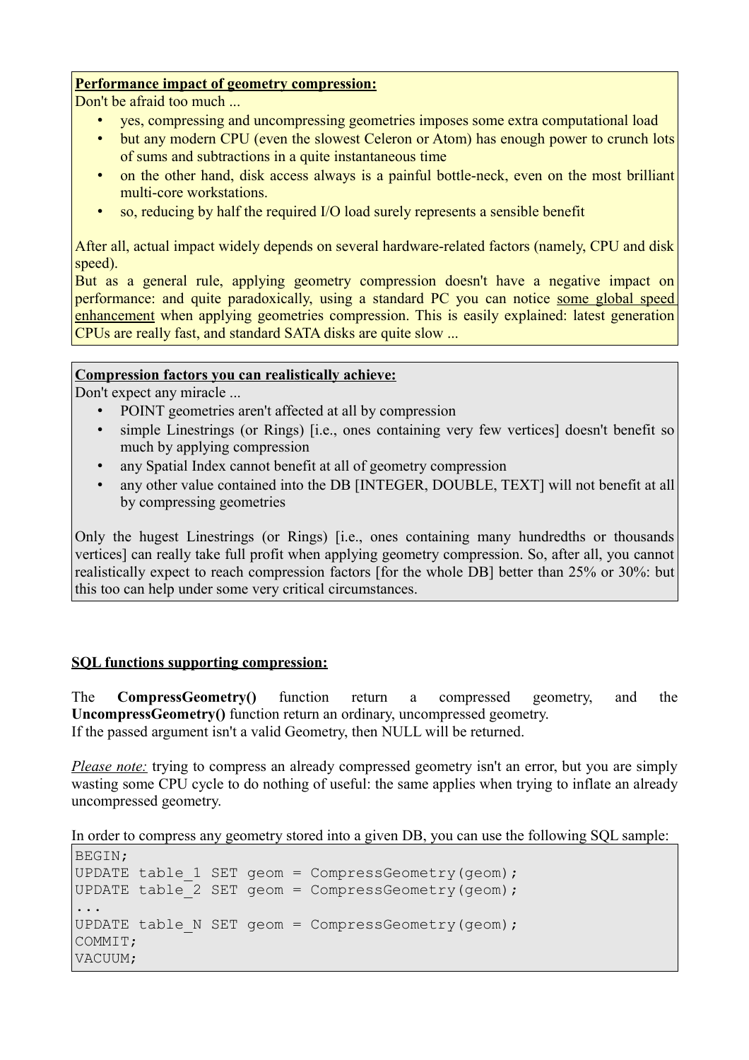**<u>Performance impact of geometry compression:</u>**

Don't be afraid too much ...

- yes, compressing and uncompressing geometries imposes some extra computational load
- but any modern CPU (even the slowest Celeron or Atom) has enough power to crunch lots of sums and subtractions in a quite instantaneous time
- on the other hand, disk access always is a painful bottle-neck, even on the most brilliant multi-core workstations.
- so, reducing by half the required I/O load surely represents a sensible benefit

After all, actual impact widely depends on several hardware-related factors (namely, CPU and disk speed).

But as a general rule, applying geometry compression doesn't have a negative impact on performance: and quite paradoxically, using a standard PC you can notice <u>some global speed enhancement</u> when applying geometries compression. This is easily explained: latest generation CPUs are really fast, and standard SATA disks are quite slow ...

**<u>Compression factors you can realistically achieve:</u>**

Don't expect any miracle ...

- POINT geometries aren't affected at all by compression
- simple Linestrings (or Rings) [i.e., ones containing very few vertices] doesn't benefit so much by applying compression
- any Spatial Index cannot benefit at all of geometry compression
- any other value contained into the DB [INTEGER, DOUBLE, TEXT] will not benefit at all by compressing geometries

Only the hugest Linestrings (or Rings) [i.e., ones containing many hundredths or thousands vertices] can really take full profit when applying geometry compression. So, after all, you cannot realistically expect to reach compression factors [for the whole DB] better than 25% or 30%: but this too can help under some very critical circumstances.

**<u>SQL functions supporting compression:</u>**

The **CompressGeometry()** function return a compressed geometry, and the **UncompressGeometry()** function return an ordinary, uncompressed geometry.
If the passed argument isn't a valid Geometry, then NULL will be returned.

*<u>Please note:</u>* trying to compress an already compressed geometry isn't an error, but you are simply wasting some CPU cycle to do nothing of useful: the same applies when trying to inflate an already uncompressed geometry.

In order to compress any geometry stored into a given DB, you can use the following SQL sample:

```
BEGIN;
UPDATE table_1 SET geom = CompressGeometry(geom);
UPDATE table_2 SET geom = CompressGeometry(geom);
...
UPDATE table_N SET geom = CompressGeometry(geom);
COMMIT;
VACUUM;
```